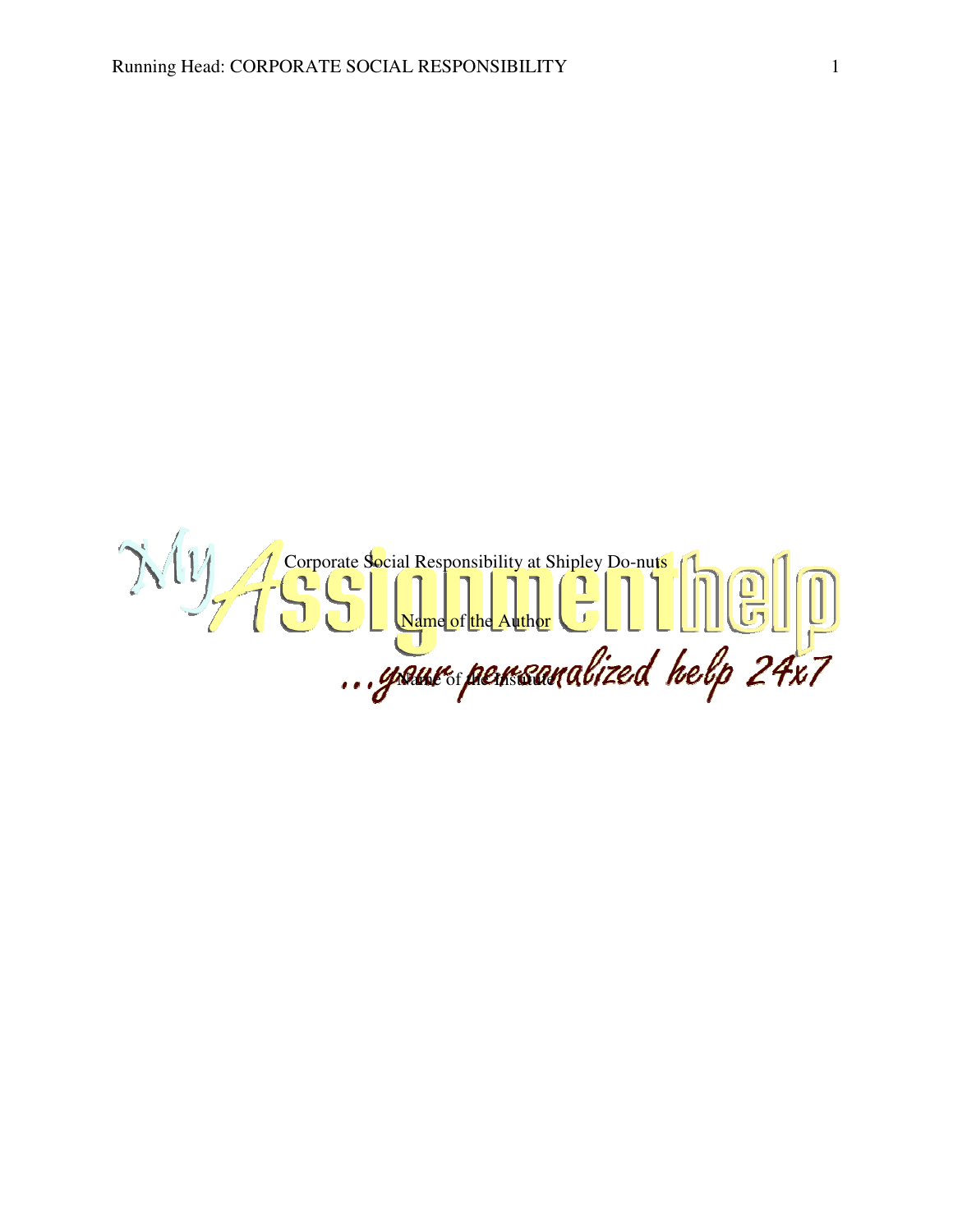Corporate Social Responsibility at Shipley Do-nuts

Name of the Author

Name of the Institute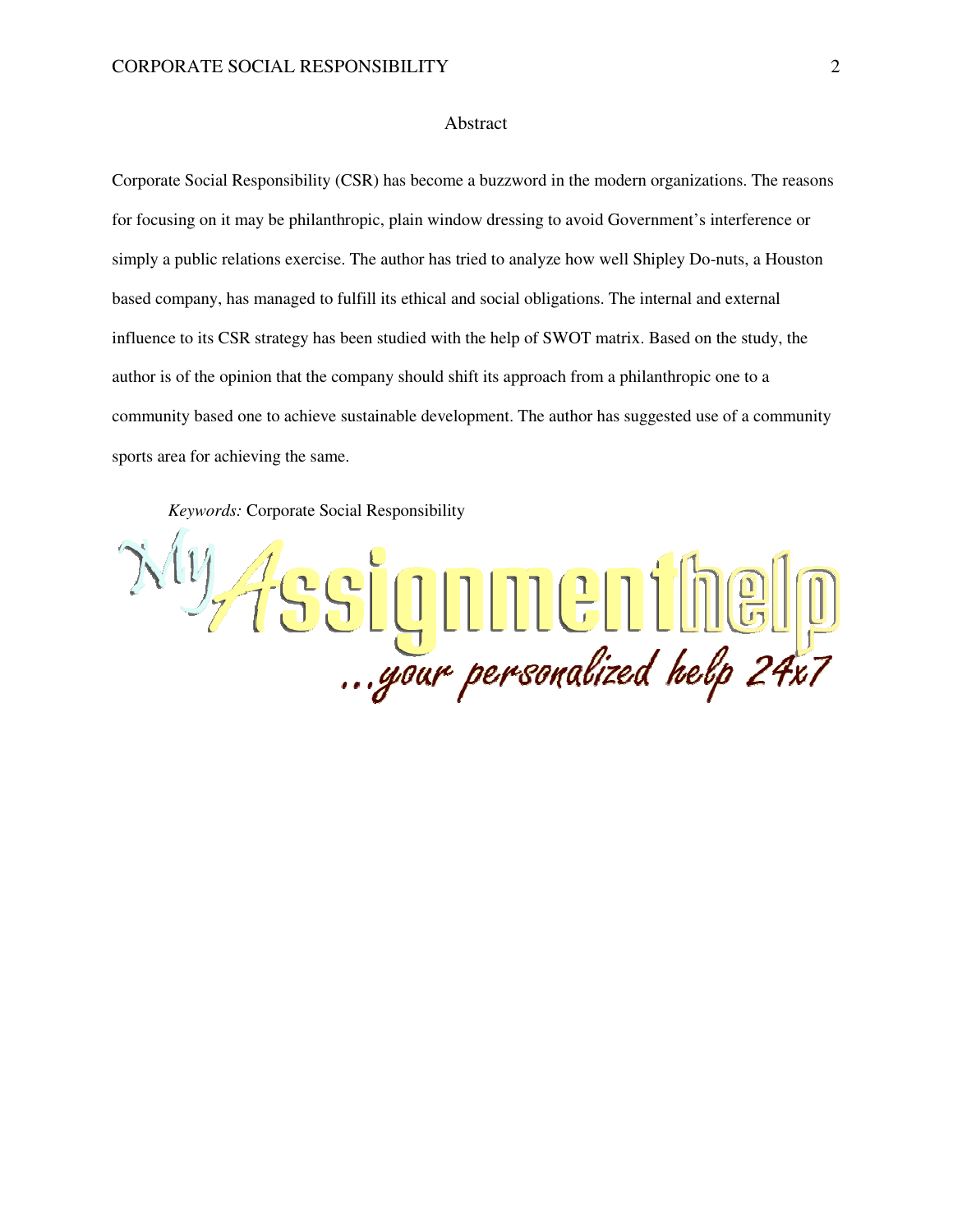# Abstract

Corporate Social Responsibility (CSR) has become a buzzword in the modern organizations. The reasons for focusing on it may be philanthropic, plain window dressing to avoid Government's interference or simply a public relations exercise. The author has tried to analyze how well Shipley Do-nuts, a Houston based company, has managed to fulfill its ethical and social obligations. The internal and external influence to its CSR strategy has been studied with the help of SWOT matrix. Based on the study, the author is of the opinion that the company should shift its approach from a philanthropic one to a community based one to achieve sustainable development. The author has suggested use of a community sports area for achieving the same.

*Keywords:* Corporate Social Responsibility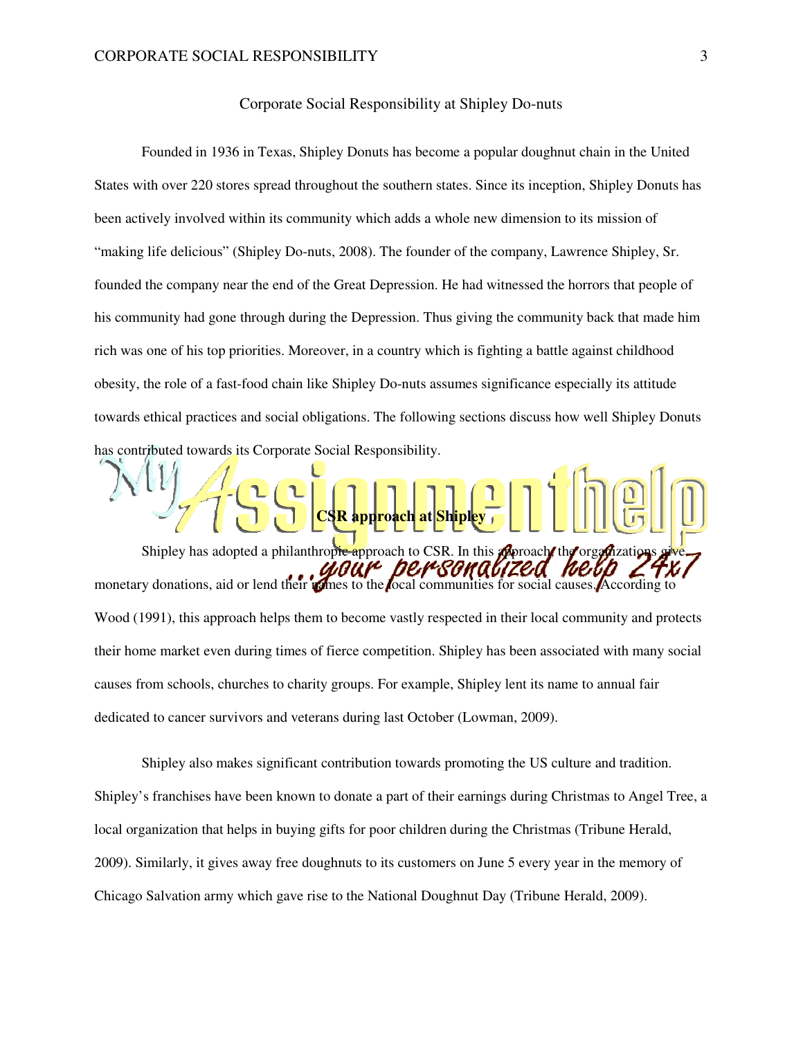Corporate Social Responsibility at Shipley Do-nuts

Founded in 1936 in Texas, Shipley Donuts has become a popular doughnut chain in the United States with over 220 stores spread throughout the southern states. Since its inception, Shipley Donuts has been actively involved within its community which adds a whole new dimension to its mission of "making life delicious" (Shipley Do-nuts, 2008). The founder of the company, Lawrence Shipley, Sr. founded the company near the end of the Great Depression. He had witnessed the horrors that people of his community had gone through during the Depression. Thus giving the community back that made him rich was one of his top priorities. Moreover, in a country which is fighting a battle against childhood obesity, the role of a fast-food chain like Shipley Do-nuts assumes significance especially its attitude towards ethical practices and social obligations. The following sections discuss how well Shipley Donuts has contributed towards its Corporate Social Responsibility.

**CSR approach at Shipley**

Shipley has adopted a philanthropic approach to CSR. In this approach, the organizations give monetary donations, aid or lend their names to the local communities for social causes. According to Wood (1991), this approach helps them to become vastly respected in their local community and protects their home market even during times of fierce competition. Shipley has been associated with many social causes from schools, churches to charity groups. For example, Shipley lent its name to annual fair dedicated to cancer survivors and veterans during last October (Lowman, 2009).

Shipley also makes significant contribution towards promoting the US culture and tradition. Shipley's franchises have been known to donate a part of their earnings during Christmas to Angel Tree, a local organization that helps in buying gifts for poor children during the Christmas (Tribune Herald, 2009). Similarly, it gives away free doughnuts to its customers on June 5 every year in the memory of Chicago Salvation army which gave rise to the National Doughnut Day (Tribune Herald, 2009).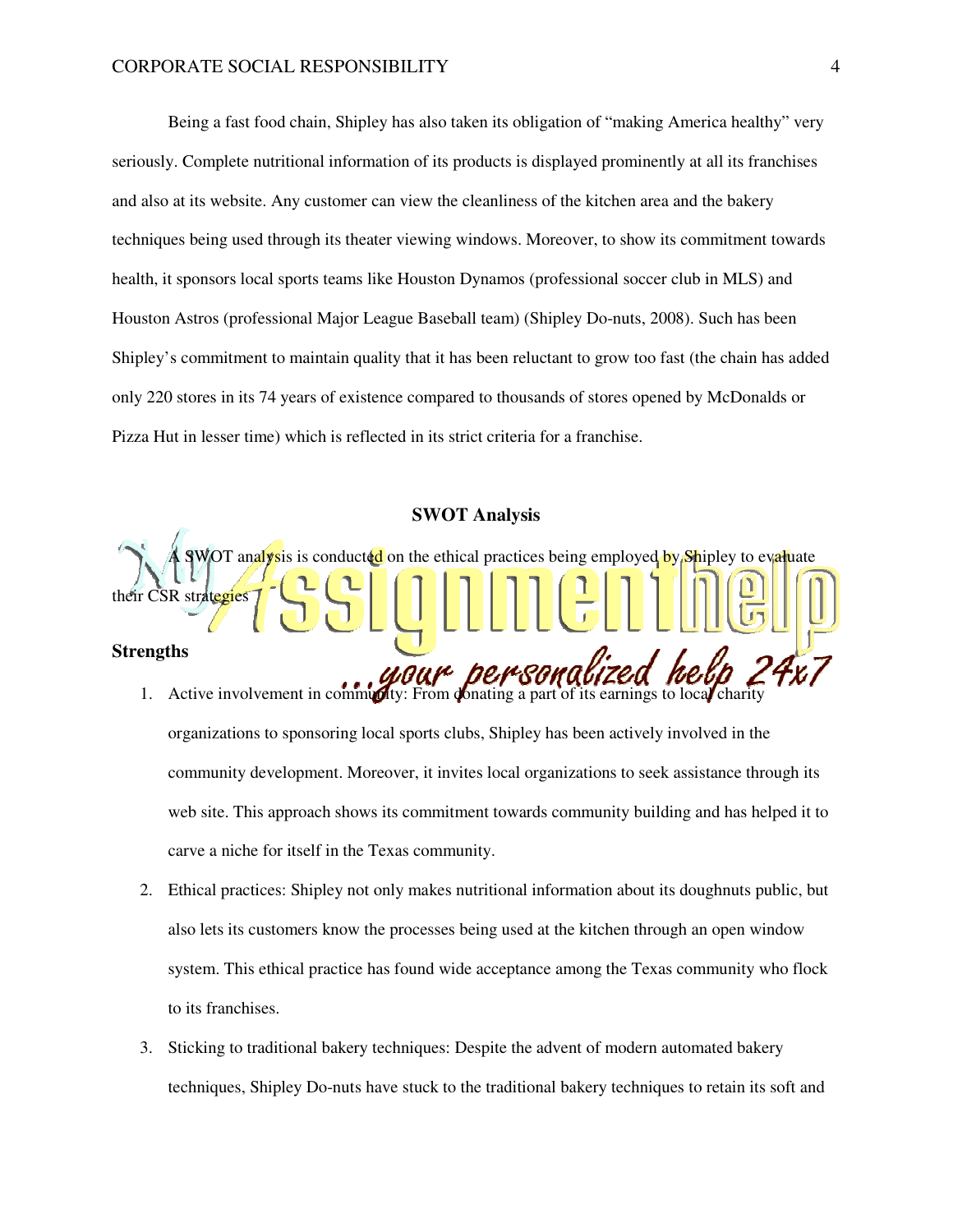Being a fast food chain, Shipley has also taken its obligation of "making America healthy" very seriously. Complete nutritional information of its products is displayed prominently at all its franchises and also at its website. Any customer can view the cleanliness of the kitchen area and the bakery techniques being used through its theater viewing windows. Moreover, to show its commitment towards health, it sponsors local sports teams like Houston Dynamos (professional soccer club in MLS) and Houston Astros (professional Major League Baseball team) (Shipley Do-nuts, 2008). Such has been Shipley's commitment to maintain quality that it has been reluctant to grow too fast (the chain has added only 220 stores in its 74 years of existence compared to thousands of stores opened by McDonalds or Pizza Hut in lesser time) which is reflected in its strict criteria for a franchise.

## SWOT Analysis

A SWOT analysis is conducted on the ethical practices being employed by Shipley to evaluate their CSR strategies

### Strengths

1. Active involvement in community: From donating a part of its earnings to local charity organizations to sponsoring local sports clubs, Shipley has been actively involved in the community development. Moreover, it invites local organizations to seek assistance through its web site. This approach shows its commitment towards community building and has helped it to carve a niche for itself in the Texas community.
2. Ethical practices: Shipley not only makes nutritional information about its doughnuts public, but also lets its customers know the processes being used at the kitchen through an open window system. This ethical practice has found wide acceptance among the Texas community who flock to its franchises.
3. Sticking to traditional bakery techniques: Despite the advent of modern automated bakery techniques, Shipley Do-nuts have stuck to the traditional bakery techniques to retain its soft and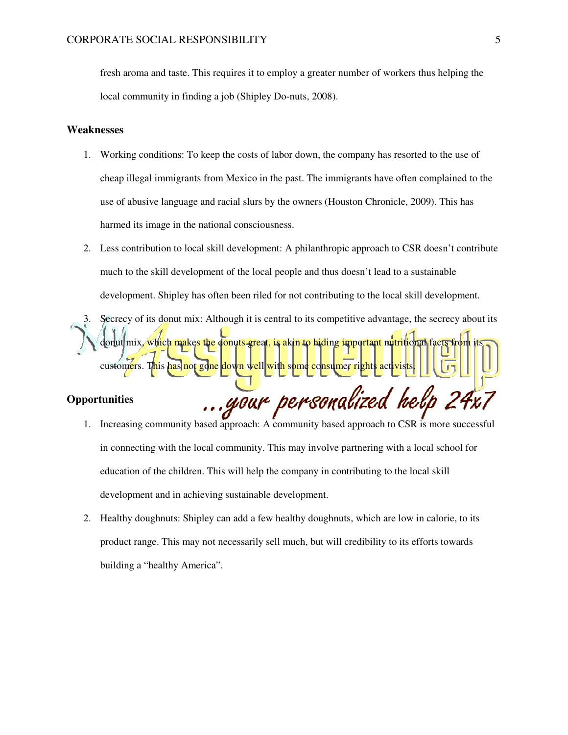fresh aroma and taste. This requires it to employ a greater number of workers thus helping the local community in finding a job (Shipley Do-nuts, 2008).

**Weaknesses**

1. Working conditions: To keep the costs of labor down, the company has resorted to the use of cheap illegal immigrants from Mexico in the past. The immigrants have often complained to the use of abusive language and racial slurs by the owners (Houston Chronicle, 2009). This has harmed its image in the national consciousness.
2. Less contribution to local skill development: A philanthropic approach to CSR doesn't contribute much to the skill development of the local people and thus doesn't lead to a sustainable development. Shipley has often been riled for not contributing to the local skill development.
3. Secrecy of its donut mix: Although it is central to its competitive advantage, the secrecy about its donut mix, which makes the donuts great, is akin to hiding important nutritional facts from its customers. This has not gone down well with some consumer rights activists.

**Opportunities**

1. Increasing community based approach: A community based approach to CSR is more successful in connecting with the local community. This may involve partnering with a local school for education of the children. This will help the company in contributing to the local skill development and in achieving sustainable development.
2. Healthy doughnuts: Shipley can add a few healthy doughnuts, which are low in calorie, to its product range. This may not necessarily sell much, but will credibility to its efforts towards building a "healthy America".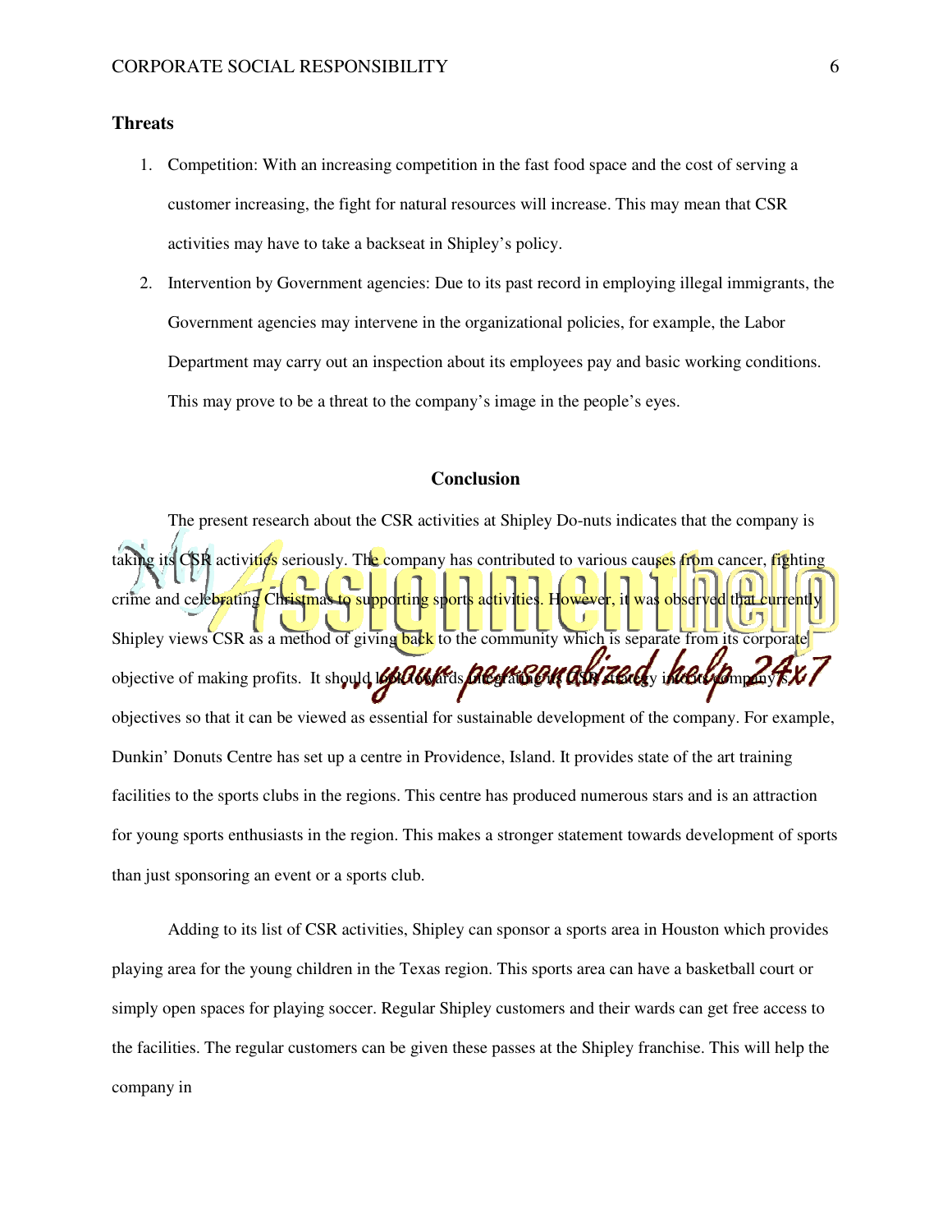### Threats

1. Competition: With an increasing competition in the fast food space and the cost of serving a customer increasing, the fight for natural resources will increase. This may mean that CSR activities may have to take a backseat in Shipley's policy.
2. Intervention by Government agencies: Due to its past record in employing illegal immigrants, the Government agencies may intervene in the organizational policies, for example, the Labor Department may carry out an inspection about its employees pay and basic working conditions. This may prove to be a threat to the company's image in the people's eyes.

## Conclusion

The present research about the CSR activities at Shipley Do-nuts indicates that the company is taking its CSR activities seriously. The company has contributed to various causes from cancer, fighting crime and celebrating Christmas to supporting sports activities. However, it was observed that currently Shipley views CSR as a method of giving back to the community which is separate from its corporate objective of making profits. It should look towards integrating its CSR strategy into its company's objectives so that it can be viewed as essential for sustainable development of the company. For example, Dunkin' Donuts Centre has set up a centre in Providence, Island. It provides state of the art training facilities to the sports clubs in the regions. This centre has produced numerous stars and is an attraction for young sports enthusiasts in the region. This makes a stronger statement towards development of sports than just sponsoring an event or a sports club.

Adding to its list of CSR activities, Shipley can sponsor a sports area in Houston which provides playing area for the young children in the Texas region. This sports area can have a basketball court or simply open spaces for playing soccer. Regular Shipley customers and their wards can get free access to the facilities. The regular customers can be given these passes at the Shipley franchise. This will help the company in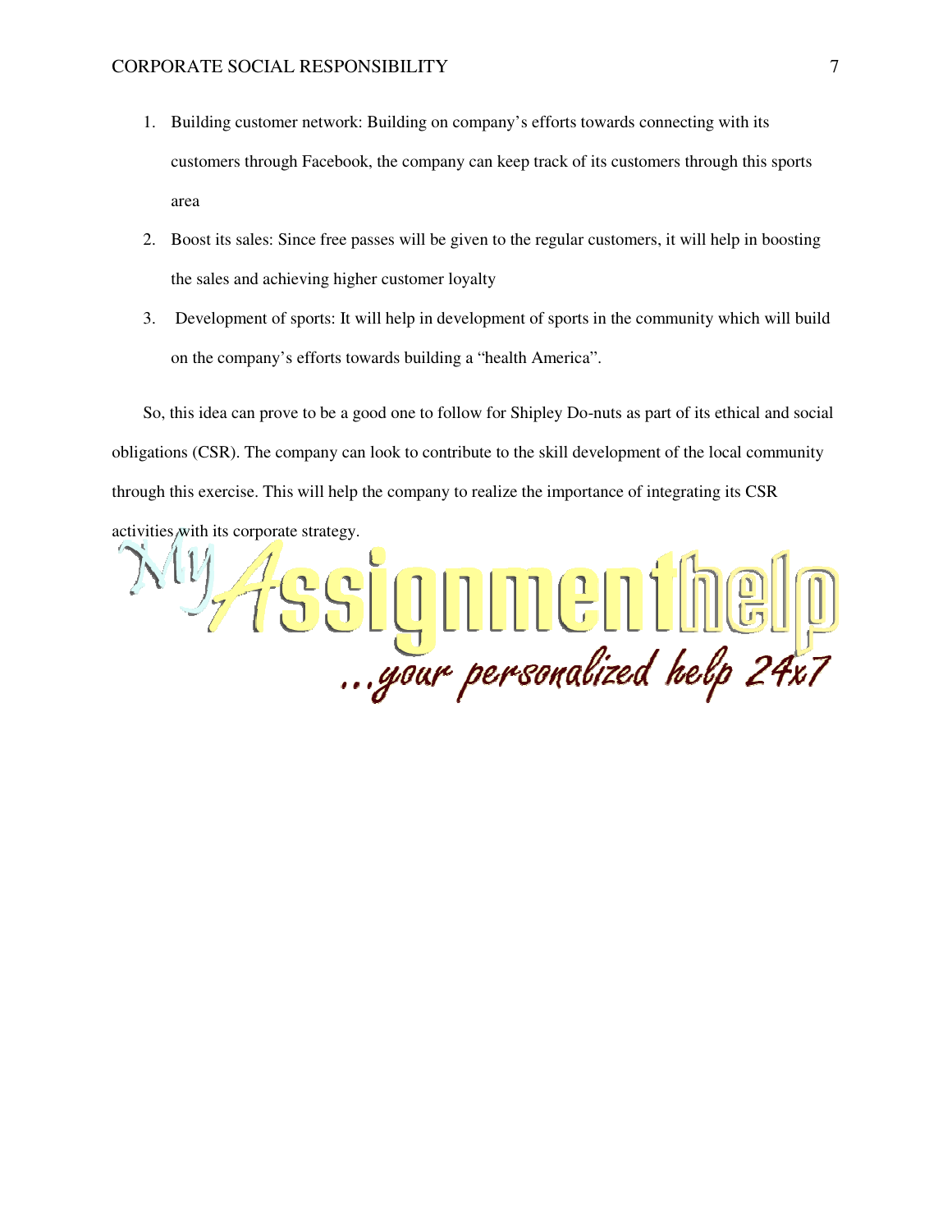1. Building customer network: Building on company's efforts towards connecting with its customers through Facebook, the company can keep track of its customers through this sports area
2. Boost its sales: Since free passes will be given to the regular customers, it will help in boosting the sales and achieving higher customer loyalty
3. Development of sports: It will help in development of sports in the community which will build on the company's efforts towards building a "health America".

So, this idea can prove to be a good one to follow for Shipley Do-nuts as part of its ethical and social obligations (CSR). The company can look to contribute to the skill development of the local community through this exercise. This will help the company to realize the importance of integrating its CSR activities with its corporate strategy.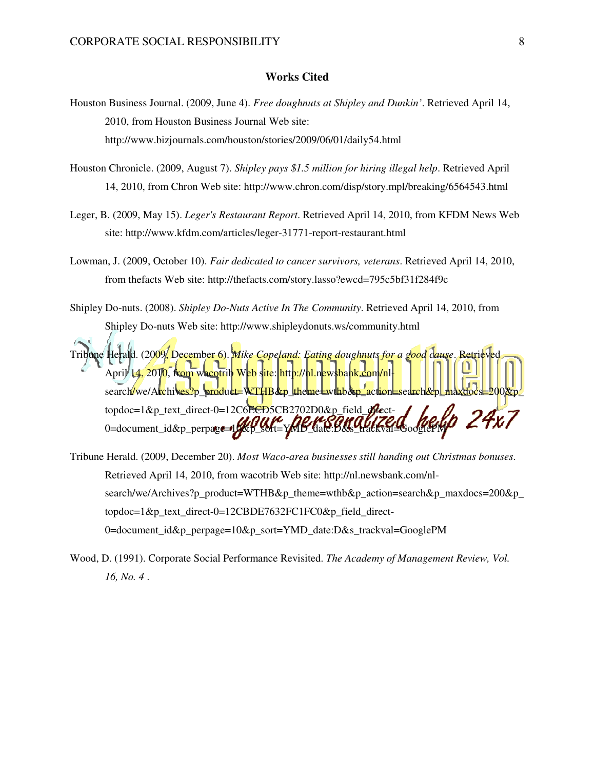## Works Cited

Houston Business Journal. (2009, June 4). *Free doughnuts at Shipley and Dunkin'*. Retrieved April 14, 2010, from Houston Business Journal Web site: http://www.bizjournals.com/houston/stories/2009/06/01/daily54.html

Houston Chronicle. (2009, August 7). *Shipley pays $1.5 million for hiring illegal help*. Retrieved April 14, 2010, from Chron Web site: http://www.chron.com/disp/story.mpl/breaking/6564543.html

Leger, B. (2009, May 15). *Leger's Restaurant Report*. Retrieved April 14, 2010, from KFDM News Web site: http://www.kfdm.com/articles/leger-31771-report-restaurant.html

Lowman, J. (2009, October 10). *Fair dedicated to cancer survivors, veterans*. Retrieved April 14, 2010, from thefacts Web site: http://thefacts.com/story.lasso?ewcd=795c5bf31f284f9c

Shipley Do-nuts. (2008). *Shipley Do-Nuts Active In The Community*. Retrieved April 14, 2010, from Shipley Do-nuts Web site: http://www.shipleydonuts.ws/community.html

Tribune Herald. (2009, December 6). *Mike Copeland: Eating doughnuts for a good cause*. Retrieved April 14, 2010, from wacotrib Web site: http://nl.newsbank.com/nl-search/we/Archives?p_product=WTHB&p_theme=wthb&p_action=search&p_maxdocs=200&p_topdoc=1&p_text_direct-0=12C6ECD5CB2702D0&p_field_direct-0=document_id&p_perpage=10&p_sort=YMD_date:D&s_trackval=GooglePM

Tribune Herald. (2009, December 20). *Most Waco-area businesses still handing out Christmas bonuses*. Retrieved April 14, 2010, from wacotrib Web site: http://nl.newsbank.com/nl-search/we/Archives?p_product=WTHB&p_theme=wthb&p_action=search&p_maxdocs=200&p_topdoc=1&p_text_direct-0=12CBDE7632FC1FC0&p_field_direct-0=document_id&p_perpage=10&p_sort=YMD_date:D&s_trackval=GooglePM

Wood, D. (1991). Corporate Social Performance Revisited. *The Academy of Management Review, Vol. 16, No. 4* .